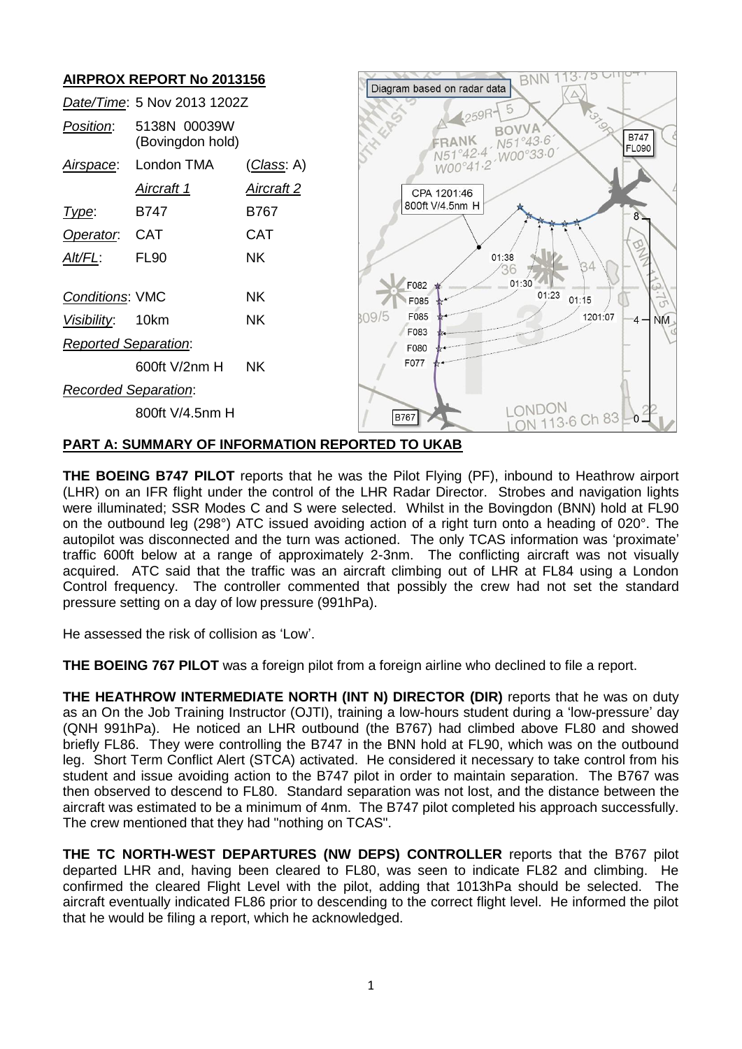## AIRPROX REPORT No 2013156

| | | |
|---|---|---|
| *Date/Time*: | 5 Nov 2013 1202Z | |
| *Position*: | 5138N 00039W (Bovingdon hold) | |
| *Airspace*: | London TMA | (*Class*: A) |
| | *Aircraft 1* | *Aircraft 2* |
| *Type*: | B747 | B767 |
| *Operator*: | CAT | CAT |
| *Alt/FL*: | FL90 | NK |
| *Conditions*: | VMC | NK |
| *Visibility*: | 10km | NK |
| *Reported Separation*: | | |
| | 600ft V/2nm H | NK |
| *Recorded Separation*: | | |
| | 800ft V/4.5nm H | |

Diagram based on radar data

CPA 1201:46
800ft V/4.5nm H

### PART A: SUMMARY OF INFORMATION REPORTED TO UKAB

**THE BOEING B747 PILOT** reports that he was the Pilot Flying (PF), inbound to Heathrow airport (LHR) on an IFR flight under the control of the LHR Radar Director. Strobes and navigation lights were illuminated; SSR Modes C and S were selected. Whilst in the Bovingdon (BNN) hold at FL90 on the outbound leg (298°) ATC issued avoiding action of a right turn onto a heading of 020°. The autopilot was disconnected and the turn was actioned. The only TCAS information was 'proximate' traffic 600ft below at a range of approximately 2-3nm. The conflicting aircraft was not visually acquired. ATC said that the traffic was an aircraft climbing out of LHR at FL84 using a London Control frequency. The controller commented that possibly the crew had not set the standard pressure setting on a day of low pressure (991hPa).

He assessed the risk of collision as 'Low'.

**THE BOEING 767 PILOT** was a foreign pilot from a foreign airline who declined to file a report.

**THE HEATHROW INTERMEDIATE NORTH (INT N) DIRECTOR (DIR)** reports that he was on duty as an On the Job Training Instructor (OJTI), training a low-hours student during a 'low-pressure' day (QNH 991hPa). He noticed an LHR outbound (the B767) had climbed above FL80 and showed briefly FL86. They were controlling the B747 in the BNN hold at FL90, which was on the outbound leg. Short Term Conflict Alert (STCA) activated. He considered it necessary to take control from his student and issue avoiding action to the B747 pilot in order to maintain separation. The B767 was then observed to descend to FL80. Standard separation was not lost, and the distance between the aircraft was estimated to be a minimum of 4nm. The B747 pilot completed his approach successfully. The crew mentioned that they had "nothing on TCAS".

**THE TC NORTH-WEST DEPARTURES (NW DEPS) CONTROLLER** reports that the B767 pilot departed LHR and, having been cleared to FL80, was seen to indicate FL82 and climbing. He confirmed the cleared Flight Level with the pilot, adding that 1013hPa should be selected. The aircraft eventually indicated FL86 prior to descending to the correct flight level. He informed the pilot that he would be filing a report, which he acknowledged.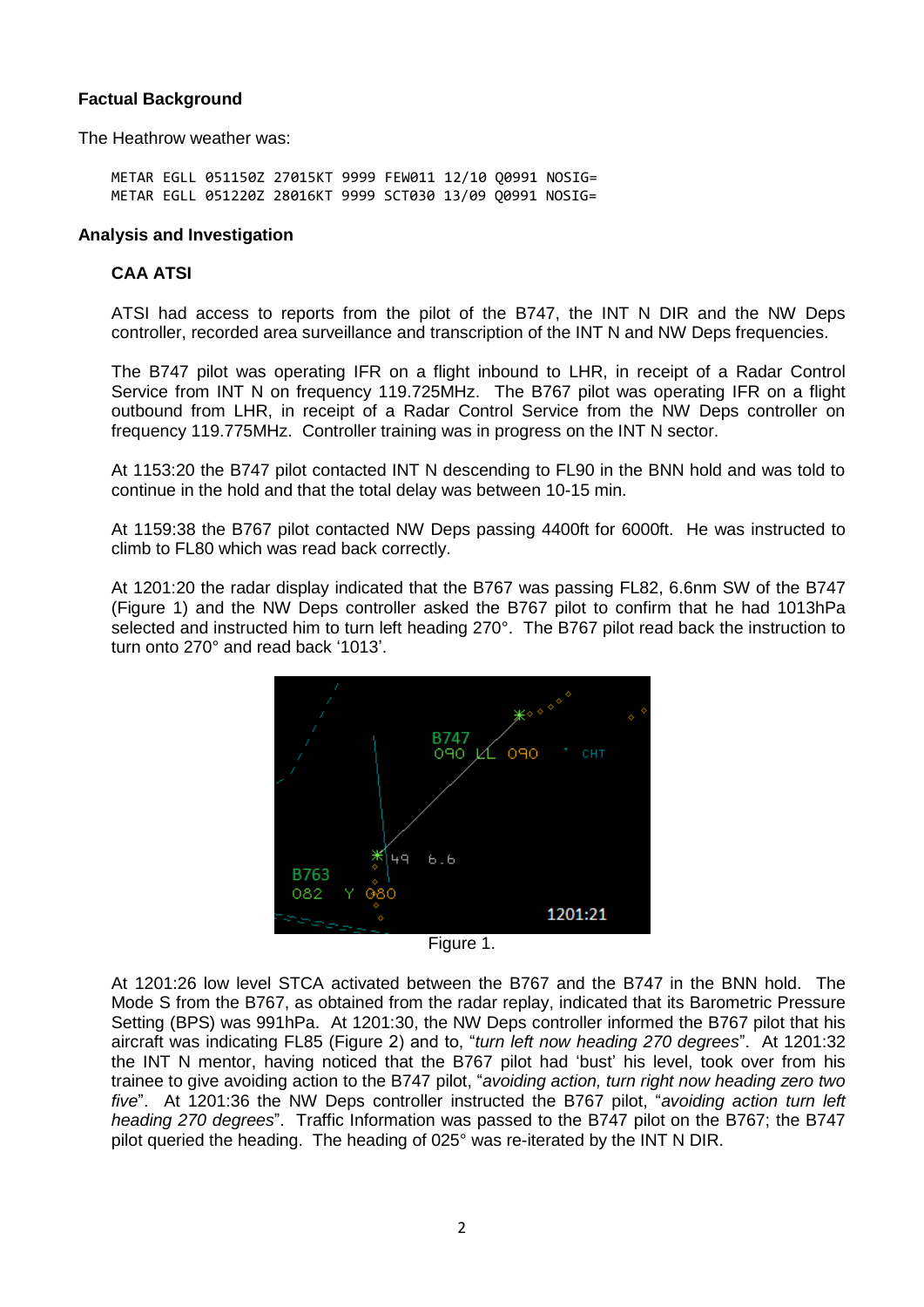## Factual Background

The Heathrow weather was:

```
METAR EGLL 051150Z 27015KT 9999 FEW011 12/10 Q0991 NOSIG=
METAR EGLL 051220Z 28016KT 9999 SCT030 13/09 Q0991 NOSIG=
```

## Analysis and Investigation

### CAA ATSI

ATSI had access to reports from the pilot of the B747, the INT N DIR and the NW Deps controller, recorded area surveillance and transcription of the INT N and NW Deps frequencies.

The B747 pilot was operating IFR on a flight inbound to LHR, in receipt of a Radar Control Service from INT N on frequency 119.725MHz. The B767 pilot was operating IFR on a flight outbound from LHR, in receipt of a Radar Control Service from the NW Deps controller on frequency 119.775MHz. Controller training was in progress on the INT N sector.

At 1153:20 the B747 pilot contacted INT N descending to FL90 in the BNN hold and was told to continue in the hold and that the total delay was between 10-15 min.

At 1159:38 the B767 pilot contacted NW Deps passing 4400ft for 6000ft. He was instructed to climb to FL80 which was read back correctly.

At 1201:20 the radar display indicated that the B767 was passing FL82, 6.6nm SW of the B747 (Figure 1) and the NW Deps controller asked the B767 pilot to confirm that he had 1013hPa selected and instructed him to turn left heading 270°. The B767 pilot read back the instruction to turn onto 270° and read back '1013'.

Figure 1.

At 1201:26 low level STCA activated between the B767 and the B747 in the BNN hold. The Mode S from the B767, as obtained from the radar replay, indicated that its Barometric Pressure Setting (BPS) was 991hPa. At 1201:30, the NW Deps controller informed the B767 pilot that his aircraft was indicating FL85 (Figure 2) and to, "*turn left now heading 270 degrees*". At 1201:32 the INT N mentor, having noticed that the B767 pilot had 'bust' his level, took over from his trainee to give avoiding action to the B747 pilot, "*avoiding action, turn right now heading zero two five*". At 1201:36 the NW Deps controller instructed the B767 pilot, "*avoiding action turn left heading 270 degrees*". Traffic Information was passed to the B747 pilot on the B767; the B747 pilot queried the heading. The heading of 025° was re-iterated by the INT N DIR.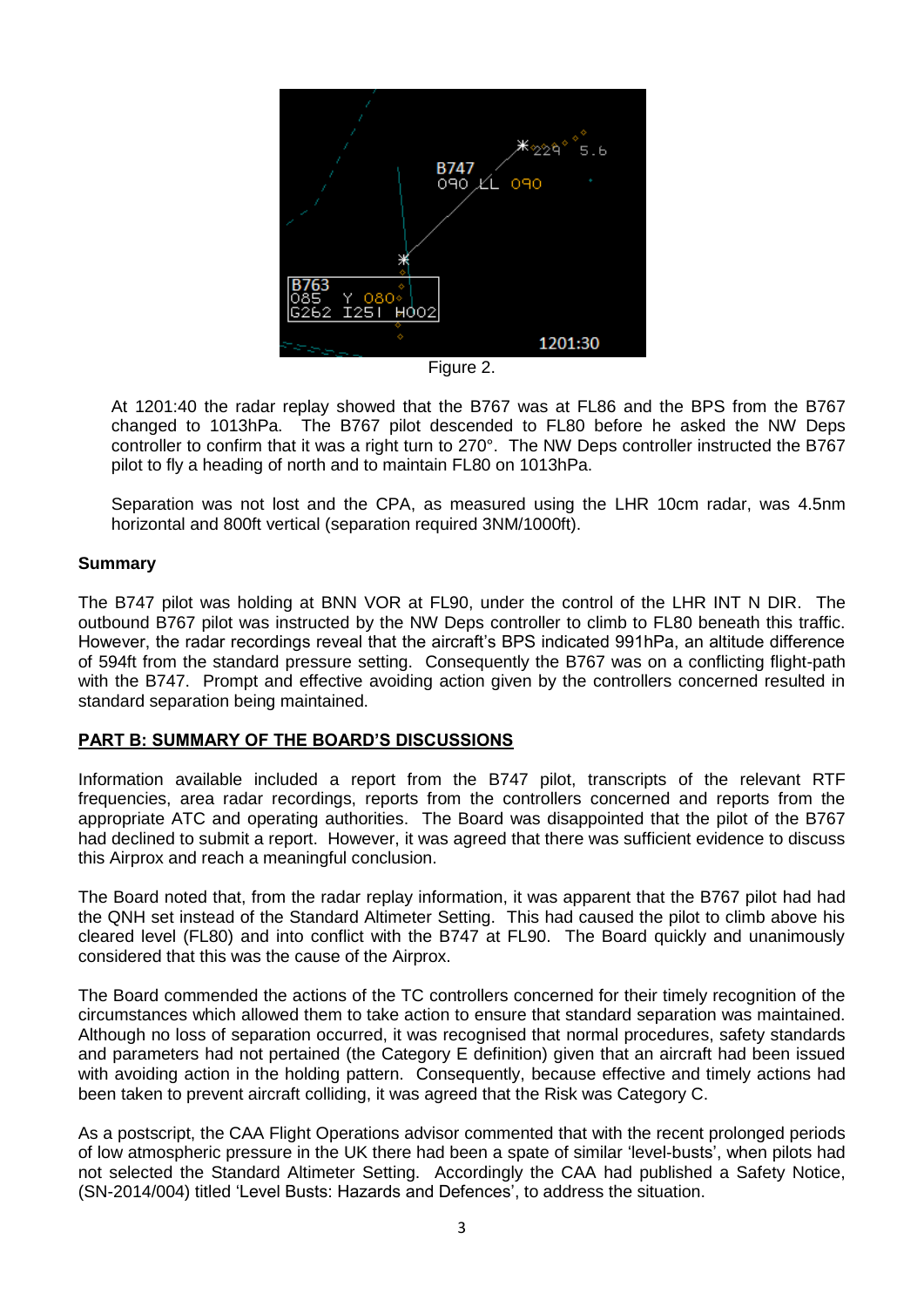Figure 2.

At 1201:40 the radar replay showed that the B767 was at FL86 and the BPS from the B767 changed to 1013hPa. The B767 pilot descended to FL80 before he asked the NW Deps controller to confirm that it was a right turn to 270°. The NW Deps controller instructed the B767 pilot to fly a heading of north and to maintain FL80 on 1013hPa.

Separation was not lost and the CPA, as measured using the LHR 10cm radar, was 4.5nm horizontal and 800ft vertical (separation required 3NM/1000ft).

**Summary**

The B747 pilot was holding at BNN VOR at FL90, under the control of the LHR INT N DIR. The outbound B767 pilot was instructed by the NW Deps controller to climb to FL80 beneath this traffic. However, the radar recordings reveal that the aircraft's BPS indicated 991hPa, an altitude difference of 594ft from the standard pressure setting. Consequently the B767 was on a conflicting flight-path with the B747. Prompt and effective avoiding action given by the controllers concerned resulted in standard separation being maintained.

**PART B: SUMMARY OF THE BOARD'S DISCUSSIONS**

Information available included a report from the B747 pilot, transcripts of the relevant RTF frequencies, area radar recordings, reports from the controllers concerned and reports from the appropriate ATC and operating authorities. The Board was disappointed that the pilot of the B767 had declined to submit a report. However, it was agreed that there was sufficient evidence to discuss this Airprox and reach a meaningful conclusion.

The Board noted that, from the radar replay information, it was apparent that the B767 pilot had had the QNH set instead of the Standard Altimeter Setting. This had caused the pilot to climb above his cleared level (FL80) and into conflict with the B747 at FL90. The Board quickly and unanimously considered that this was the cause of the Airprox.

The Board commended the actions of the TC controllers concerned for their timely recognition of the circumstances which allowed them to take action to ensure that standard separation was maintained. Although no loss of separation occurred, it was recognised that normal procedures, safety standards and parameters had not pertained (the Category E definition) given that an aircraft had been issued with avoiding action in the holding pattern. Consequently, because effective and timely actions had been taken to prevent aircraft colliding, it was agreed that the Risk was Category C.

As a postscript, the CAA Flight Operations advisor commented that with the recent prolonged periods of low atmospheric pressure in the UK there had been a spate of similar 'level-busts', when pilots had not selected the Standard Altimeter Setting. Accordingly the CAA had published a Safety Notice, (SN-2014/004) titled 'Level Busts: Hazards and Defences', to address the situation.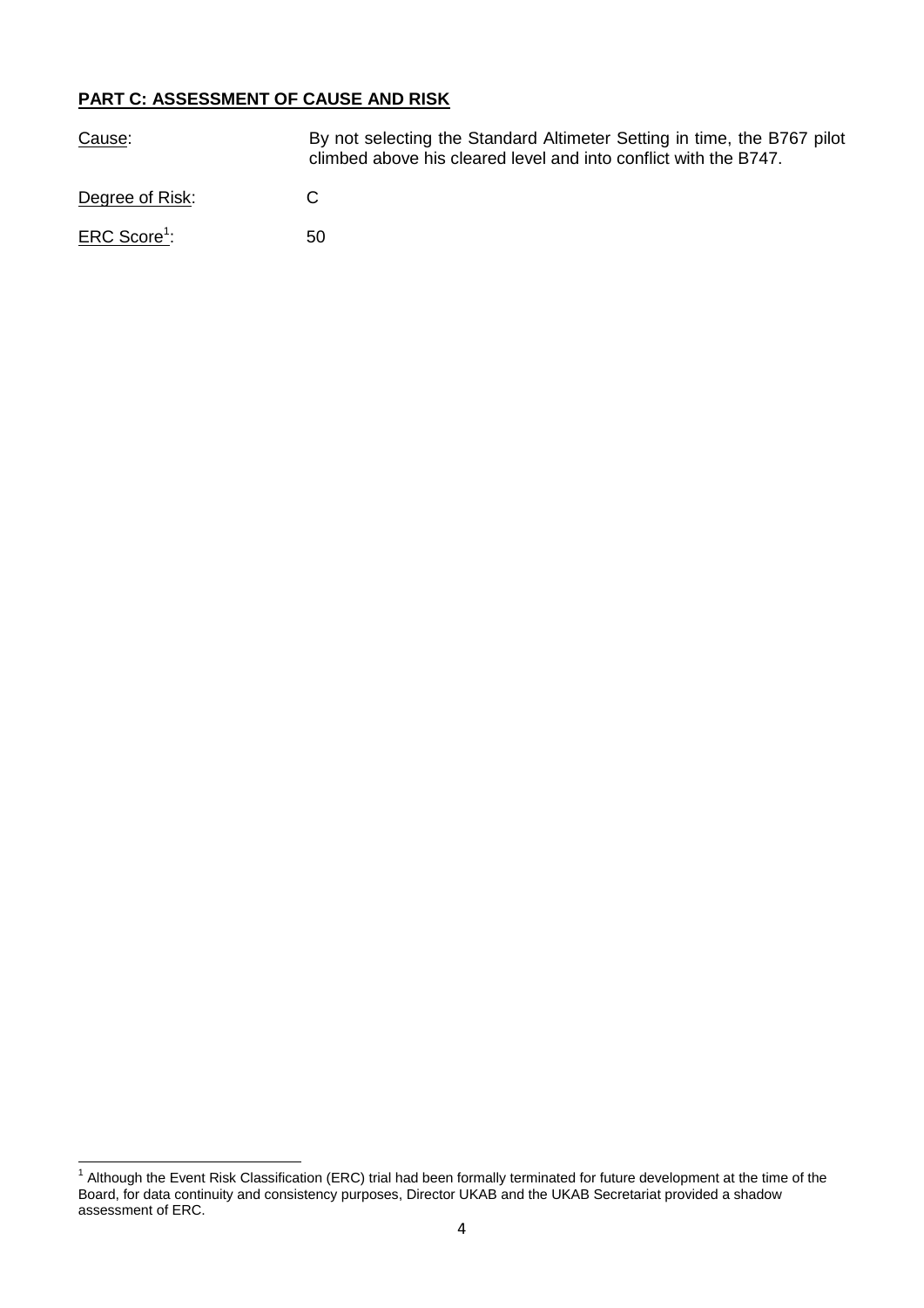**PART C: ASSESSMENT OF CAUSE AND RISK**

| | |
|---|---|
| Cause: | By not selecting the Standard Altimeter Setting in time, the B767 pilot climbed above his cleared level and into conflict with the B747. |
| Degree of Risk: | C |
| ERC Score[1]: | 50 |

[1] Although the Event Risk Classification (ERC) trial had been formally terminated for future development at the time of the Board, for data continuity and consistency purposes, Director UKAB and the UKAB Secretariat provided a shadow assessment of ERC.